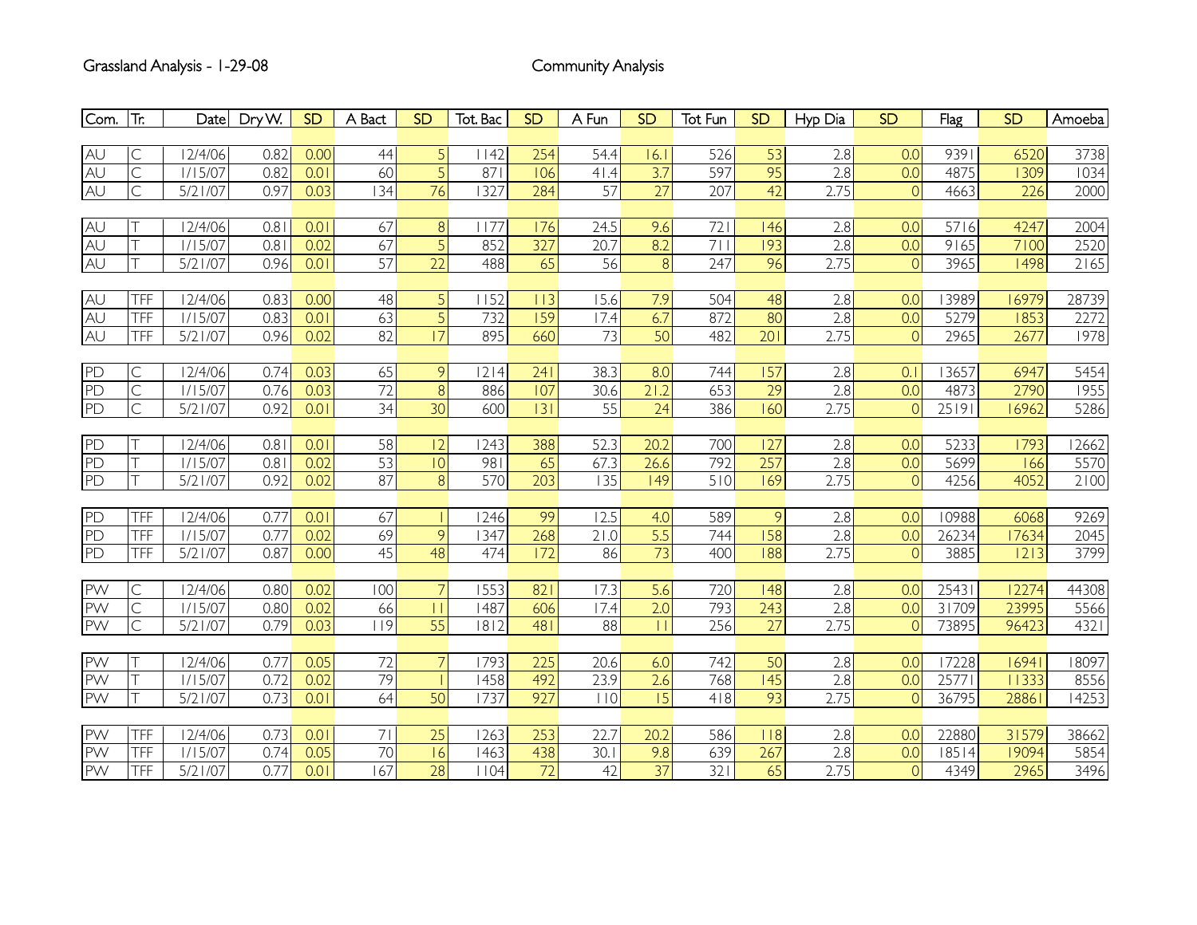Grassland Analysis - 1-29-08

Community Analysis

| Com. | Tr. | Date | Dry W. | SD | A Bact | SD | Tot. Bac | SD | A Fun | SD | Tot Fun | SD | Hyp Dia | SD | Flag | SD | Amoeba |
|---|---|---|---|---|---|---|---|---|---|---|---|---|---|---|---|---|---|
| AU | C | 12/4/06 | 0.82 | 0.00 | 44 | 5 | 1142 | 254 | 54.4 | 16.1 | 526 | 53 | 2.8 | 0.0 | 9391 | 6520 | 3738 |
| AU | C | 1/15/07 | 0.82 | 0.01 | 60 | 5 | 871 | 106 | 41.4 | 3.7 | 597 | 95 | 2.8 | 0.0 | 4875 | 1309 | 1034 |
| AU | C | 5/21/07 | 0.97 | 0.03 | 134 | 76 | 1327 | 284 | 57 | 27 | 207 | 42 | 2.75 | 0 | 4663 | 226 | 2000 |
| AU | T | 12/4/06 | 0.81 | 0.01 | 67 | 8 | 1177 | 176 | 24.5 | 9.6 | 721 | 146 | 2.8 | 0.0 | 5716 | 4247 | 2004 |
| AU | T | 1/15/07 | 0.81 | 0.02 | 67 | 5 | 852 | 327 | 20.7 | 8.2 | 711 | 193 | 2.8 | 0.0 | 9165 | 7100 | 2520 |
| AU | T | 5/21/07 | 0.96 | 0.01 | 57 | 22 | 488 | 65 | 56 | 8 | 247 | 96 | 2.75 | 0 | 3965 | 1498 | 2165 |
| AU | TFF | 12/4/06 | 0.83 | 0.00 | 48 | 5 | 1152 | 113 | 15.6 | 7.9 | 504 | 48 | 2.8 | 0.0 | 13989 | 16979 | 28739 |
| AU | TFF | 1/15/07 | 0.83 | 0.01 | 63 | 5 | 732 | 159 | 17.4 | 6.7 | 872 | 80 | 2.8 | 0.0 | 5279 | 1853 | 2272 |
| AU | TFF | 5/21/07 | 0.96 | 0.02 | 82 | 17 | 895 | 660 | 73 | 50 | 482 | 201 | 2.75 | 0 | 2965 | 2677 | 1978 |
| PD | C | 12/4/06 | 0.74 | 0.03 | 65 | 9 | 1214 | 241 | 38.3 | 8.0 | 744 | 157 | 2.8 | 0.1 | 13657 | 6947 | 5454 |
| PD | C | 1/15/07 | 0.76 | 0.03 | 72 | 8 | 886 | 107 | 30.6 | 21.2 | 653 | 29 | 2.8 | 0.0 | 4873 | 2790 | 1955 |
| PD | C | 5/21/07 | 0.92 | 0.01 | 34 | 30 | 600 | 131 | 55 | 24 | 386 | 160 | 2.75 | 0 | 25191 | 16962 | 5286 |
| PD | T | 12/4/06 | 0.81 | 0.01 | 58 | 12 | 1243 | 388 | 52.3 | 20.2 | 700 | 127 | 2.8 | 0.0 | 5233 | 1793 | 12662 |
| PD | T | 1/15/07 | 0.81 | 0.02 | 53 | 10 | 981 | 65 | 67.3 | 26.6 | 792 | 257 | 2.8 | 0.0 | 5699 | 166 | 5570 |
| PD | T | 5/21/07 | 0.92 | 0.02 | 87 | 8 | 570 | 203 | 135 | 149 | 510 | 169 | 2.75 | 0 | 4256 | 4052 | 2100 |
| PD | TFF | 12/4/06 | 0.77 | 0.01 | 67 | 1 | 1246 | 99 | 12.5 | 4.0 | 589 | 9 | 2.8 | 0.0 | 10988 | 6068 | 9269 |
| PD | TFF | 1/15/07 | 0.77 | 0.02 | 69 | 9 | 1347 | 268 | 21.0 | 5.5 | 744 | 158 | 2.8 | 0.0 | 26234 | 17634 | 2045 |
| PD | TFF | 5/21/07 | 0.87 | 0.00 | 45 | 48 | 474 | 172 | 86 | 73 | 400 | 188 | 2.75 | 0 | 3885 | 1213 | 3799 |
| PW | C | 12/4/06 | 0.80 | 0.02 | 100 | 7 | 1553 | 821 | 17.3 | 5.6 | 720 | 148 | 2.8 | 0.0 | 25431 | 12274 | 44308 |
| PW | C | 1/15/07 | 0.80 | 0.02 | 66 | 11 | 1487 | 606 | 17.4 | 2.0 | 793 | 243 | 2.8 | 0.0 | 31709 | 23995 | 5566 |
| PW | C | 5/21/07 | 0.79 | 0.03 | 119 | 55 | 1812 | 481 | 88 | 11 | 256 | 27 | 2.75 | 0 | 73895 | 96423 | 4321 |
| PW | T | 12/4/06 | 0.77 | 0.05 | 72 | 7 | 1793 | 225 | 20.6 | 6.0 | 742 | 50 | 2.8 | 0.0 | 17228 | 16941 | 18097 |
| PW | T | 1/15/07 | 0.72 | 0.02 | 79 | 1 | 1458 | 492 | 23.9 | 2.6 | 768 | 145 | 2.8 | 0.0 | 25771 | 11333 | 8556 |
| PW | T | 5/21/07 | 0.73 | 0.01 | 64 | 50 | 1737 | 927 | 110 | 15 | 418 | 93 | 2.75 | 0 | 36795 | 28861 | 14253 |
| PW | TFF | 12/4/06 | 0.73 | 0.01 | 71 | 25 | 1263 | 253 | 22.7 | 20.2 | 586 | 118 | 2.8 | 0.0 | 22880 | 31579 | 38662 |
| PW | TFF | 1/15/07 | 0.74 | 0.05 | 70 | 16 | 1463 | 438 | 30.1 | 9.8 | 639 | 267 | 2.8 | 0.0 | 18514 | 19094 | 5854 |
| PW | TFF | 5/21/07 | 0.77 | 0.01 | 167 | 28 | 1104 | 72 | 42 | 37 | 321 | 65 | 2.75 | 0 | 4349 | 2965 | 3496 |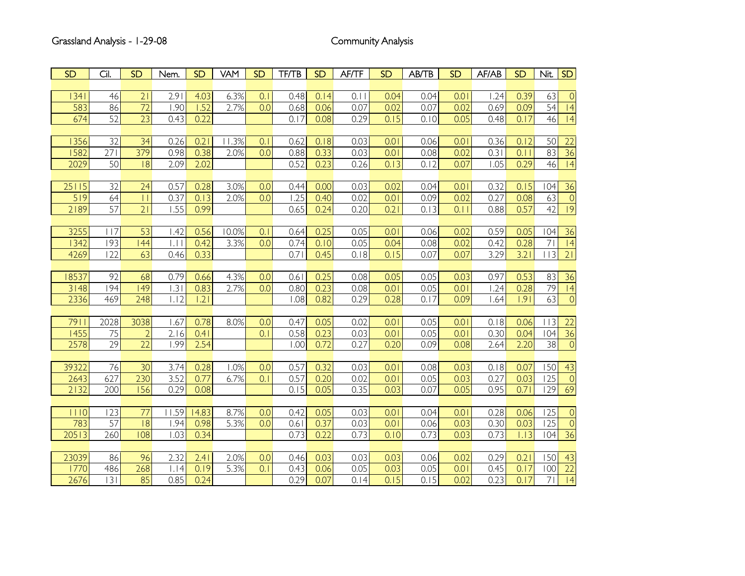Grassland Analysis - 1-29-08

Community Analysis

| SD | Cil. | SD | Nem. | SD | VAM | SD | TF/TB | SD | AF/TF | SD | AB/TB | SD | AF/AB | SD | Nit. | SD |
|---|---|---|---|---|---|---|---|---|---|---|---|---|---|---|---|---|
| | | | | | | | | | | | | | | | | |
| 1341 | 46 | 21 | 2.91 | 4.03 | 6.3% | 0.1 | 0.48 | 0.14 | 0.11 | 0.04 | 0.04 | 0.01 | 1.24 | 0.39 | 63 | 0 |
| 583 | 86 | 72 | 1.90 | 1.52 | 2.7% | 0.0 | 0.68 | 0.06 | 0.07 | 0.02 | 0.07 | 0.02 | 0.69 | 0.09 | 54 | 14 |
| 674 | 52 | 23 | 0.43 | 0.22 | | | 0.17 | 0.08 | 0.29 | 0.15 | 0.10 | 0.05 | 0.48 | 0.17 | 46 | 14 |
| | | | | | | | | | | | | | | | | |
| 1356 | 32 | 34 | 0.26 | 0.21 | 11.3% | 0.1 | 0.62 | 0.18 | 0.03 | 0.01 | 0.06 | 0.01 | 0.36 | 0.12 | 50 | 22 |
| 1582 | 271 | 379 | 0.98 | 0.38 | 2.0% | 0.0 | 0.88 | 0.33 | 0.03 | 0.01 | 0.08 | 0.02 | 0.31 | 0.11 | 83 | 36 |
| 2029 | 50 | 18 | 2.09 | 2.02 | | | 0.52 | 0.23 | 0.26 | 0.13 | 0.12 | 0.07 | 1.05 | 0.29 | 46 | 14 |
| | | | | | | | | | | | | | | | | |
| 25115 | 32 | 24 | 0.57 | 0.28 | 3.0% | 0.0 | 0.44 | 0.00 | 0.03 | 0.02 | 0.04 | 0.01 | 0.32 | 0.15 | 104 | 36 |
| 519 | 64 | 11 | 0.37 | 0.13 | 2.0% | 0.0 | 1.25 | 0.40 | 0.02 | 0.01 | 0.09 | 0.02 | 0.27 | 0.08 | 63 | 0 |
| 2189 | 57 | 21 | 1.55 | 0.99 | | | 0.65 | 0.24 | 0.20 | 0.21 | 0.13 | 0.11 | 0.88 | 0.57 | 42 | 19 |
| | | | | | | | | | | | | | | | | |
| 3255 | 117 | 53 | 1.42 | 0.56 | 10.0% | 0.1 | 0.64 | 0.25 | 0.05 | 0.01 | 0.06 | 0.02 | 0.59 | 0.05 | 104 | 36 |
| 1342 | 193 | 144 | 1.11 | 0.42 | 3.3% | 0.0 | 0.74 | 0.10 | 0.05 | 0.04 | 0.08 | 0.02 | 0.42 | 0.28 | 71 | 14 |
| 4269 | 122 | 63 | 0.46 | 0.33 | | | 0.71 | 0.45 | 0.18 | 0.15 | 0.07 | 0.07 | 3.29 | 3.21 | 113 | 21 |
| | | | | | | | | | | | | | | | | |
| 18537 | 92 | 68 | 0.79 | 0.66 | 4.3% | 0.0 | 0.61 | 0.25 | 0.08 | 0.05 | 0.05 | 0.03 | 0.97 | 0.53 | 83 | 36 |
| 3148 | 194 | 149 | 1.31 | 0.83 | 2.7% | 0.0 | 0.80 | 0.23 | 0.08 | 0.01 | 0.05 | 0.01 | 1.24 | 0.28 | 79 | 14 |
| 2336 | 469 | 248 | 1.12 | 1.21 | | | 1.08 | 0.82 | 0.29 | 0.28 | 0.17 | 0.09 | 1.64 | 1.91 | 63 | 0 |
| | | | | | | | | | | | | | | | | |
| 7911 | 2028 | 3038 | 1.67 | 0.78 | 8.0% | 0.0 | 0.47 | 0.05 | 0.02 | 0.01 | 0.05 | 0.01 | 0.18 | 0.06 | 113 | 22 |
| 1455 | 75 | 2 | 2.16 | 0.41 | | 0.1 | 0.58 | 0.23 | 0.03 | 0.01 | 0.05 | 0.01 | 0.30 | 0.04 | 104 | 36 |
| 2578 | 29 | 22 | 1.99 | 2.54 | | | 1.00 | 0.72 | 0.27 | 0.20 | 0.09 | 0.08 | 2.64 | 2.20 | 38 | 0 |
| | | | | | | | | | | | | | | | | |
| 39322 | 76 | 30 | 3.74 | 0.28 | 1.0% | 0.0 | 0.57 | 0.32 | 0.03 | 0.01 | 0.08 | 0.03 | 0.18 | 0.07 | 150 | 43 |
| 2643 | 627 | 230 | 3.52 | 0.77 | 6.7% | 0.1 | 0.57 | 0.20 | 0.02 | 0.01 | 0.05 | 0.03 | 0.27 | 0.03 | 125 | 0 |
| 2132 | 200 | 156 | 0.29 | 0.08 | | | 0.15 | 0.05 | 0.35 | 0.03 | 0.07 | 0.05 | 0.95 | 0.71 | 129 | 69 |
| | | | | | | | | | | | | | | | | |
| 1110 | 123 | 77 | 11.59 | 14.83 | 8.7% | 0.0 | 0.42 | 0.05 | 0.03 | 0.01 | 0.04 | 0.01 | 0.28 | 0.06 | 125 | 0 |
| 783 | 57 | 18 | 1.94 | 0.98 | 5.3% | 0.0 | 0.61 | 0.37 | 0.03 | 0.01 | 0.06 | 0.03 | 0.30 | 0.03 | 125 | 0 |
| 20513 | 260 | 108 | 1.03 | 0.34 | | | 0.73 | 0.22 | 0.73 | 0.10 | 0.73 | 0.03 | 0.73 | 1.13 | 104 | 36 |
| | | | | | | | | | | | | | | | | |
| 23039 | 86 | 96 | 2.32 | 2.41 | 2.0% | 0.0 | 0.46 | 0.03 | 0.03 | 0.03 | 0.06 | 0.02 | 0.29 | 0.21 | 150 | 43 |
| 1770 | 486 | 268 | 1.14 | 0.19 | 5.3% | 0.1 | 0.43 | 0.06 | 0.05 | 0.03 | 0.05 | 0.01 | 0.45 | 0.17 | 100 | 22 |
| 2676 | 131 | 85 | 0.85 | 0.24 | | | 0.29 | 0.07 | 0.14 | 0.15 | 0.15 | 0.02 | 0.23 | 0.17 | 71 | 14 |